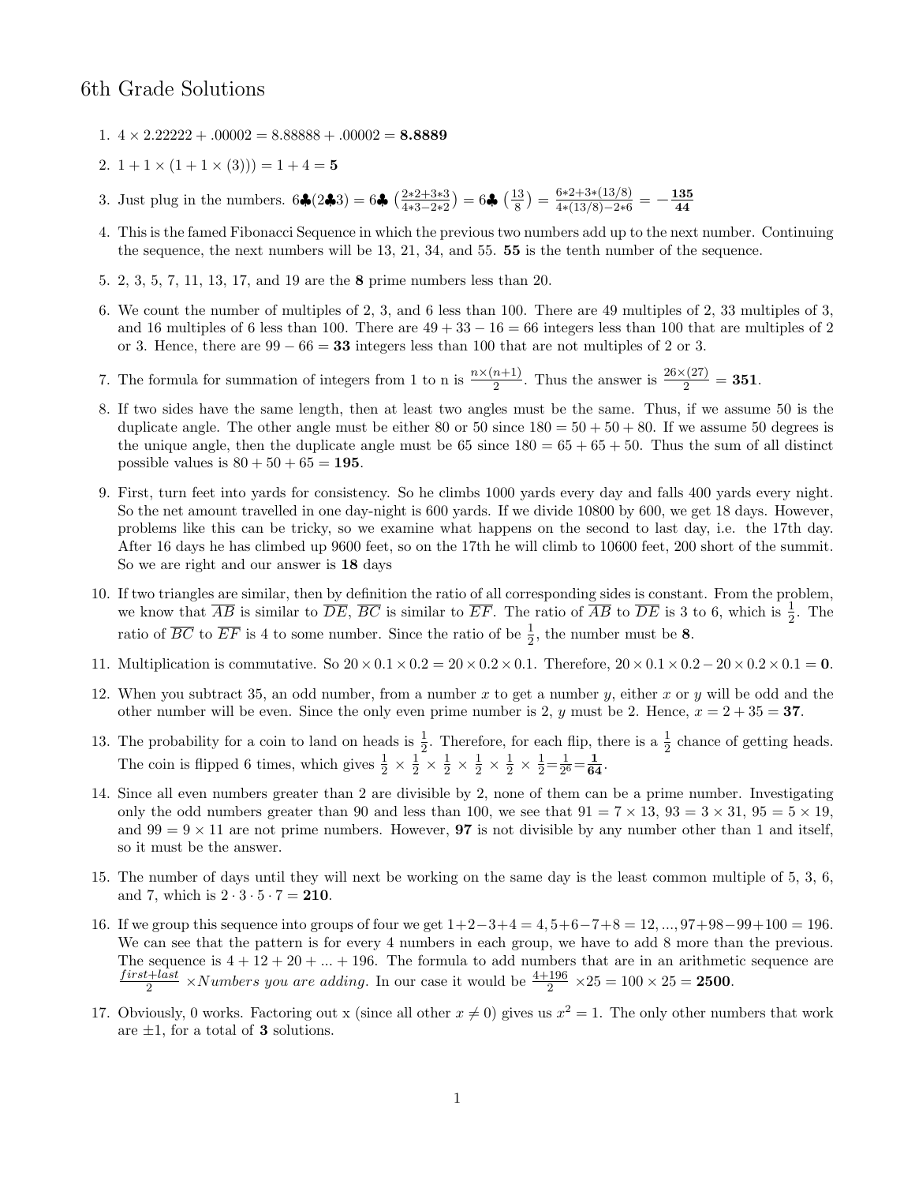# 6th Grade Solutions

1. $4 \times 2.22222 + .00002 = 8.88888 + .00002 = \mathbf{8.8889}$

2. $1 + 1 \times (1 + 1 \times (3))) = 1 + 4 = \mathbf{5}$

3. Just plug in the numbers. $6♣(2♣3) = 6♣\left(\frac{2*2+3*3}{4*3-2*2}\right) = 6♣\left(\frac{13}{8}\right) = \frac{6*2+3*(13/8)}{4*(13/8)-2*6} = -\mathbf{\frac{135}{44}}$

4. This is the famed Fibonacci Sequence in which the previous two numbers add up to the next number. Continuing the sequence, the next numbers will be 13, 21, 34, and 55. **55** is the tenth number of the sequence.

5. 2, 3, 5, 7, 11, 13, 17, and 19 are the **8** prime numbers less than 20.

6. We count the number of multiples of 2, 3, and 6 less than 100. There are 49 multiples of 2, 33 multiples of 3, and 16 multiples of 6 less than 100. There are $49 + 33 - 16 = 66$ integers less than 100 that are multiples of 2 or 3. Hence, there are $99 - 66 = \mathbf{33}$ integers less than 100 that are not multiples of 2 or 3.

7. The formula for summation of integers from 1 to n is $\frac{n \times (n+1)}{2}$. Thus the answer is $\frac{26 \times (27)}{2} = \mathbf{351}$.

8. If two sides have the same length, then at least two angles must be the same. Thus, if we assume 50 is the duplicate angle. The other angle must be either 80 or 50 since $180 = 50 + 50 + 80$. If we assume 50 degrees is the unique angle, then the duplicate angle must be 65 since $180 = 65 + 65 + 50$. Thus the sum of all distinct possible values is $80 + 50 + 65 = \mathbf{195}$.

9. First, turn feet into yards for consistency. So he climbs 1000 yards every day and falls 400 yards every night. So the net amount travelled in one day-night is 600 yards. If we divide 10800 by 600, we get 18 days. However, problems like this can be tricky, so we examine what happens on the second to last day, i.e. the 17th day. After 16 days he has climbed up 9600 feet, so on the 17th he will climb to 10600 feet, 200 short of the summit. So we are right and our answer is **18** days

10. If two triangles are similar, then by definition the ratio of all corresponding sides is constant. From the problem, we know that $\overline{AB}$ is similar to $\overline{DE}$, $\overline{BC}$ is similar to $\overline{EF}$. The ratio of $\overline{AB}$ to $\overline{DE}$ is 3 to 6, which is $\frac{1}{2}$. The ratio of $\overline{BC}$ to $\overline{EF}$ is 4 to some number. Since the ratio of be $\frac{1}{2}$, the number must be **8**.

11. Multiplication is commutative. So $20 \times 0.1 \times 0.2 = 20 \times 0.2 \times 0.1$. Therefore, $20 \times 0.1 \times 0.2 - 20 \times 0.2 \times 0.1 = \mathbf{0}$.

12. When you subtract 35, an odd number, from a number $x$ to get a number $y$, either $x$ or $y$ will be odd and the other number will be even. Since the only even prime number is 2, $y$ must be 2. Hence, $x = 2 + 35 = \mathbf{37}$.

13. The probability for a coin to land on heads is $\frac{1}{2}$. Therefore, for each flip, there is a $\frac{1}{2}$ chance of getting heads. The coin is flipped 6 times, which gives $\frac{1}{2} \times \frac{1}{2} \times \frac{1}{2} \times \frac{1}{2} \times \frac{1}{2} \times \frac{1}{2} = \frac{1}{2^6} = \mathbf{\frac{1}{64}}$.

14. Since all even numbers greater than 2 are divisible by 2, none of them can be a prime number. Investigating only the odd numbers greater than 90 and less than 100, we see that $91 = 7 \times 13$, $93 = 3 \times 31$, $95 = 5 \times 19$, and $99 = 9 \times 11$ are not prime numbers. However, **97** is not divisible by any number other than 1 and itself, so it must be the answer.

15. The number of days until they will next be working on the same day is the least common multiple of 5, 3, 6, and 7, which is $2 \cdot 3 \cdot 5 \cdot 7 = \mathbf{210}$.

16. If we group this sequence into groups of four we get $1+2-3+4 = 4, 5+6-7+8 = 12, ..., 97+98-99+100 = 196$. We can see that the pattern is for every 4 numbers in each group, we have to add 8 more than the previous. The sequence is $4 + 12 + 20 + ... + 196$. The formula to add numbers that are in an arithmetic sequence are $\frac{first+last}{2} \times Numbers\ you\ are\ adding$. In our case it would be $\frac{4+196}{2} \times 25 = 100 \times 25 = \mathbf{2500}$.

17. Obviously, 0 works. Factoring out x (since all other $x \neq 0$) gives us $x^2 = 1$. The only other numbers that work are $\pm 1$, for a total of **3** solutions.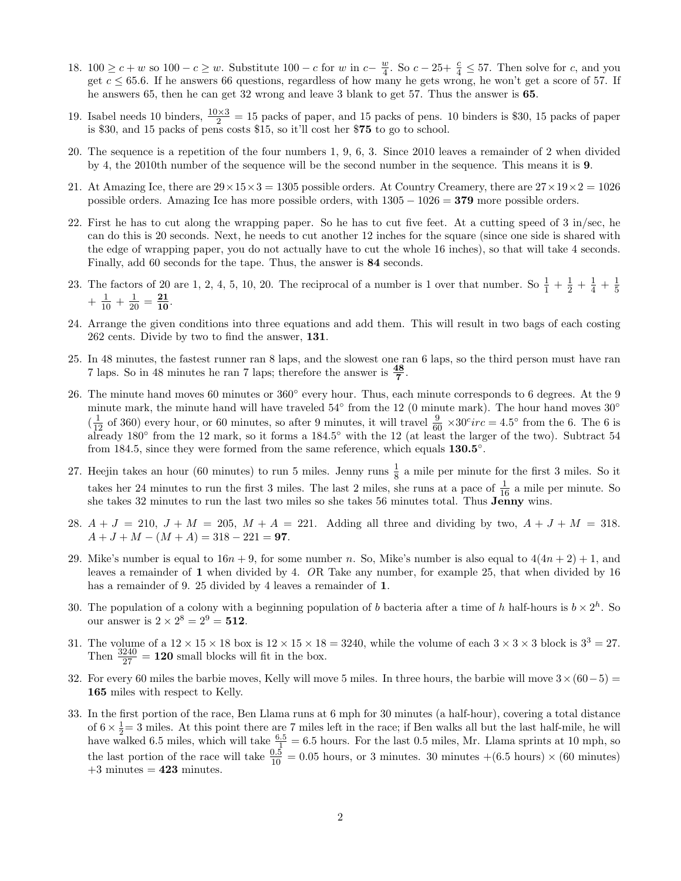18. $100 \geq c + w$ so $100 - c \geq w$. Substitute $100 - c$ for $w$ in $c - \frac{w}{4}$. So $c - 25 + \frac{c}{4} \leq 57$. Then solve for $c$, and you get $c \leq 65.6$. If he answers 66 questions, regardless of how many he gets wrong, he won't get a score of 57. If he answers 65, then he can get 32 wrong and leave 3 blank to get 57. Thus the answer is **65**.

19. Isabel needs 10 binders, $\frac{10 \times 3}{2} = 15$ packs of paper, and 15 packs of pens. 10 binders is \$30, 15 packs of paper is \$30, and 15 packs of pens costs \$15, so it'll cost her \$**75** to go to school.

20. The sequence is a repetition of the four numbers 1, 9, 6, 3. Since 2010 leaves a remainder of 2 when divided by 4, the 2010th number of the sequence will be the second number in the sequence. This means it is **9**.

21. At Amazing Ice, there are $29 \times 15 \times 3 = 1305$ possible orders. At Country Creamery, there are $27 \times 19 \times 2 = 1026$ possible orders. Amazing Ice has more possible orders, with $1305 - 1026 = \mathbf{379}$ more possible orders.

22. First he has to cut along the wrapping paper. So he has to cut five feet. At a cutting speed of 3 in/sec, he can do this is 20 seconds. Next, he needs to cut another 12 inches for the square (since one side is shared with the edge of wrapping paper, you do not actually have to cut the whole 16 inches), so that will take 4 seconds. Finally, add 60 seconds for the tape. Thus, the answer is **84** seconds.

23. The factors of 20 are 1, 2, 4, 5, 10, 20. The reciprocal of a number is 1 over that number. So $\frac{1}{1} + \frac{1}{2} + \frac{1}{4} + \frac{1}{5} + \frac{1}{10} + \frac{1}{20} = \mathbf{\frac{21}{10}}$.

24. Arrange the given conditions into three equations and add them. This will result in two bags of each costing 262 cents. Divide by two to find the answer, **131**.

25. In 48 minutes, the fastest runner ran 8 laps, and the slowest one ran 6 laps, so the third person must have ran 7 laps. So in 48 minutes he ran 7 laps; therefore the answer is $\mathbf{\frac{48}{7}}$.

26. The minute hand moves 60 minutes or 360° every hour. Thus, each minute corresponds to 6 degrees. At the 9 minute mark, the minute hand will have traveled 54° from the 12 (0 minute mark). The hour hand moves 30° ($\frac{1}{12}$ of 360) every hour, or 60 minutes, so after 9 minutes, it will travel $\frac{9}{60} \times 30^circ = 4.5°$ from the 6. The 6 is already 180° from the 12 mark, so it forms a 184.5° with the 12 (at least the larger of the two). Subtract 54 from 184.5, since they were formed from the same reference, which equals **130.5°**.

27. Heejin takes an hour (60 minutes) to run 5 miles. Jenny runs $\frac{1}{8}$ a mile per minute for the first 3 miles. So it takes her 24 minutes to run the first 3 miles. The last 2 miles, she runs at a pace of $\frac{1}{16}$ a mile per minute. So she takes 32 minutes to run the last two miles so she takes 56 minutes total. Thus **Jenny** wins.

28. $A + J = 210$, $J + M = 205$, $M + A = 221$. Adding all three and dividing by two, $A + J + M = 318$. $A + J + M - (M + A) = 318 - 221 = \mathbf{97}$.

29. Mike's number is equal to $16n + 9$, for some number $n$. So, Mike's number is also equal to $4(4n + 2) + 1$, and leaves a remainder of **1** when divided by 4. *OR* Take any number, for example 25, that when divided by 16 has a remainder of 9. 25 divided by 4 leaves a remainder of **1**.

30. The population of a colony with a beginning population of $b$ bacteria after a time of $h$ half-hours is $b \times 2^h$. So our answer is $2 \times 2^8 = 2^9 = \mathbf{512}$.

31. The volume of a $12 \times 15 \times 18$ box is $12 \times 15 \times 18 = 3240$, while the volume of each $3 \times 3 \times 3$ block is $3^3 = 27$. Then $\frac{3240}{27} = \mathbf{120}$ small blocks will fit in the box.

32. For every 60 miles the barbie moves, Kelly will move 5 miles. In three hours, the barbie will move $3 \times (60 - 5) = \mathbf{165}$ miles with respect to Kelly.

33. In the first portion of the race, Ben Llama runs at 6 mph for 30 minutes (a half-hour), covering a total distance of $6 \times \frac{1}{2} = 3$ miles. At this point there are 7 miles left in the race; if Ben walks all but the last half-mile, he will have walked 6.5 miles, which will take $\frac{6.5}{1} = 6.5$ hours. For the last 0.5 miles, Mr. Llama sprints at 10 mph, so the last portion of the race will take $\frac{0.5}{10} = 0.05$ hours, or 3 minutes. 30 minutes +(6.5 hours) × (60 minutes) +3 minutes = **423** minutes.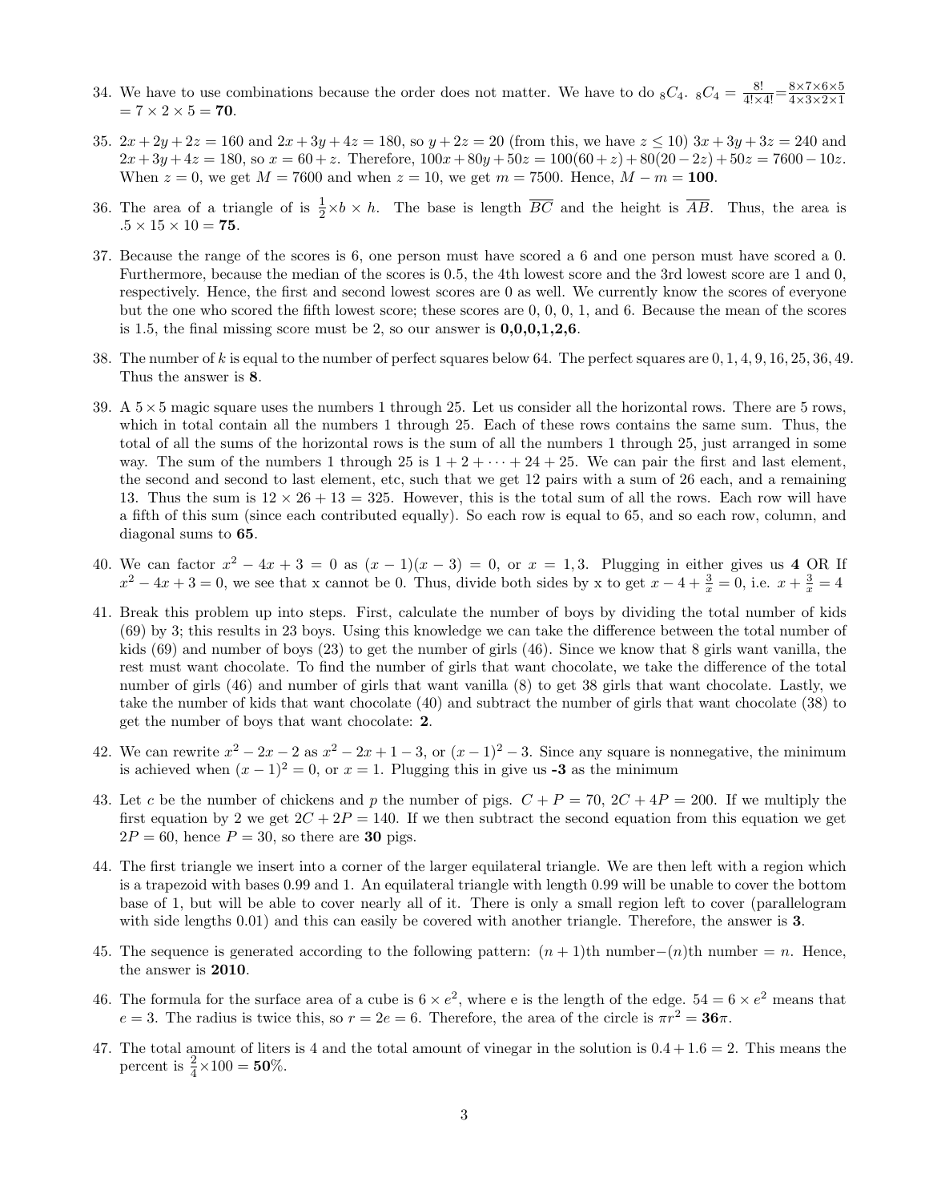34. We have to use combinations because the order does not matter. We have to do ${}_8C_4$. ${}_8C_4 = \frac{8!}{4! \times 4!} = \frac{8 \times 7 \times 6 \times 5}{4 \times 3 \times 2 \times 1}$ $= 7 \times 2 \times 5 = \mathbf{70}$.

35. $2x + 2y + 2z = 160$ and $2x + 3y + 4z = 180$, so $y + 2z = 20$ (from this, we have $z \leq 10$) $3x + 3y + 3z = 240$ and $2x + 3y + 4z = 180$, so $x = 60 + z$. Therefore, $100x + 80y + 50z = 100(60 + z) + 80(20 - 2z) + 50z = 7600 - 10z$. When $z = 0$, we get $M = 7600$ and when $z = 10$, we get $m = 7500$. Hence, $M - m = \mathbf{100}$.

36. The area of a triangle of is $\frac{1}{2} \times b \times h$. The base is length $\overline{BC}$ and the height is $\overline{AB}$. Thus, the area is $.5 \times 15 \times 10 = \mathbf{75}$.

37. Because the range of the scores is 6, one person must have scored a 6 and one person must have scored a 0. Furthermore, because the median of the scores is 0.5, the 4th lowest score and the 3rd lowest score are 1 and 0, respectively. Hence, the first and second lowest scores are 0 as well. We currently know the scores of everyone but the one who scored the fifth lowest score; these scores are 0, 0, 0, 1, and 6. Because the mean of the scores is 1.5, the final missing score must be 2, so our answer is **0,0,0,1,2,6**.

38. The number of $k$ is equal to the number of perfect squares below 64. The perfect squares are $0, 1, 4, 9, 16, 25, 36, 49$. Thus the answer is **8**.

39. A $5 \times 5$ magic square uses the numbers 1 through 25. Let us consider all the horizontal rows. There are 5 rows, which in total contain all the numbers 1 through 25. Each of these rows contains the same sum. Thus, the total of all the sums of the horizontal rows is the sum of all the numbers 1 through 25, just arranged in some way. The sum of the numbers 1 through 25 is $1 + 2 + \cdots + 24 + 25$. We can pair the first and last element, the second and second to last element, etc, such that we get 12 pairs with a sum of 26 each, and a remaining 13. Thus the sum is $12 \times 26 + 13 = 325$. However, this is the total sum of all the rows. Each row will have a fifth of this sum (since each contributed equally). So each row is equal to 65, and so each row, column, and diagonal sums to **65**.

40. We can factor $x^2 - 4x + 3 = 0$ as $(x - 1)(x - 3) = 0$, or $x = 1, 3$. Plugging in either gives us **4** OR If $x^2 - 4x + 3 = 0$, we see that x cannot be 0. Thus, divide both sides by x to get $x - 4 + \frac{3}{x} = 0$, i.e. $x + \frac{3}{x} = 4$

41. Break this problem up into steps. First, calculate the number of boys by dividing the total number of kids (69) by 3; this results in 23 boys. Using this knowledge we can take the difference between the total number of kids (69) and number of boys (23) to get the number of girls (46). Since we know that 8 girls want vanilla, the rest must want chocolate. To find the number of girls that want chocolate, we take the difference of the total number of girls (46) and number of girls that want vanilla (8) to get 38 girls that want chocolate. Lastly, we take the number of kids that want chocolate (40) and subtract the number of girls that want chocolate (38) to get the number of boys that want chocolate: **2**.

42. We can rewrite $x^2 - 2x - 2$ as $x^2 - 2x + 1 - 3$, or $(x - 1)^2 - 3$. Since any square is nonnegative, the minimum is achieved when $(x - 1)^2 = 0$, or $x = 1$. Plugging this in give us **-3** as the minimum

43. Let $c$ be the number of chickens and $p$ the number of pigs. $C + P = 70$, $2C + 4P = 200$. If we multiply the first equation by 2 we get $2C + 2P = 140$. If we then subtract the second equation from this equation we get $2P = 60$, hence $P = 30$, so there are **30** pigs.

44. The first triangle we insert into a corner of the larger equilateral triangle. We are then left with a region which is a trapezoid with bases 0.99 and 1. An equilateral triangle with length 0.99 will be unable to cover the bottom base of 1, but will be able to cover nearly all of it. There is only a small region left to cover (parallelogram with side lengths 0.01) and this can easily be covered with another triangle. Therefore, the answer is **3**.

45. The sequence is generated according to the following pattern: $(n + 1)$th number$-(n)$th number $= n$. Hence, the answer is **2010**.

46. The formula for the surface area of a cube is $6 \times e^2$, where e is the length of the edge. $54 = 6 \times e^2$ means that $e = 3$. The radius is twice this, so $r = 2e = 6$. Therefore, the area of the circle is $\pi r^2 = \mathbf{36}\pi$.

47. The total amount of liters is 4 and the total amount of vinegar in the solution is $0.4 + 1.6 = 2$. This means the percent is $\frac{2}{4} \times 100 = \mathbf{50}\%$.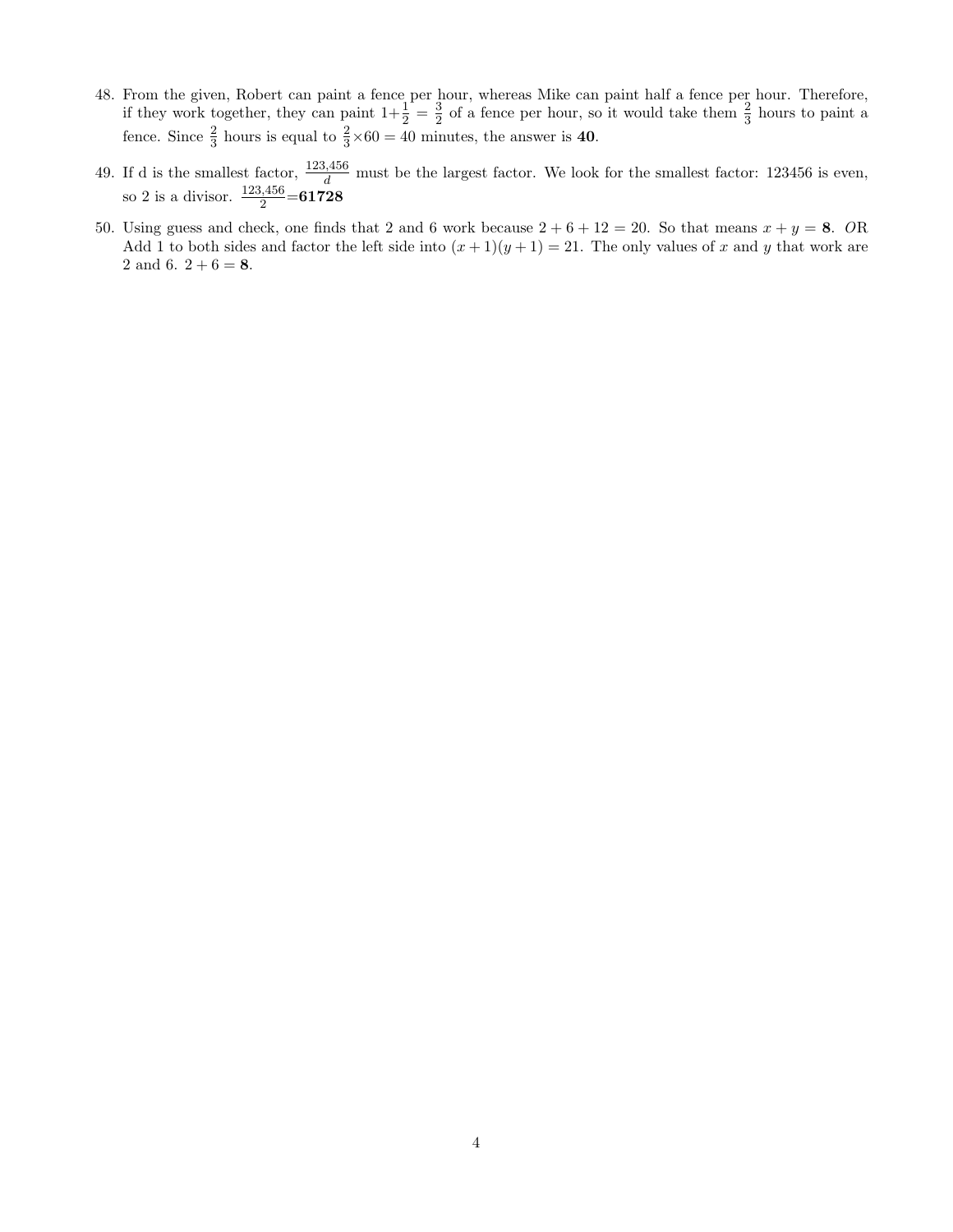48. From the given, Robert can paint a fence per hour, whereas Mike can paint half a fence per hour. Therefore, if they work together, they can paint $1+\frac{1}{2} = \frac{3}{2}$ of a fence per hour, so it would take them $\frac{2}{3}$ hours to paint a fence. Since $\frac{2}{3}$ hours is equal to $\frac{2}{3}\times 60 = 40$ minutes, the answer is **40**.

49. If d is the smallest factor, $\frac{123,456}{d}$ must be the largest factor. We look for the smallest factor: 123456 is even, so 2 is a divisor. $\frac{123,456}{2}$=**61728**

50. Using guess and check, one finds that 2 and 6 work because $2 + 6 + 12 = 20$. So that means $x + y = \mathbf{8}$. *O*R Add 1 to both sides and factor the left side into $(x + 1)(y + 1) = 21$. The only values of $x$ and $y$ that work are 2 and 6. $2 + 6 = \mathbf{8}$.